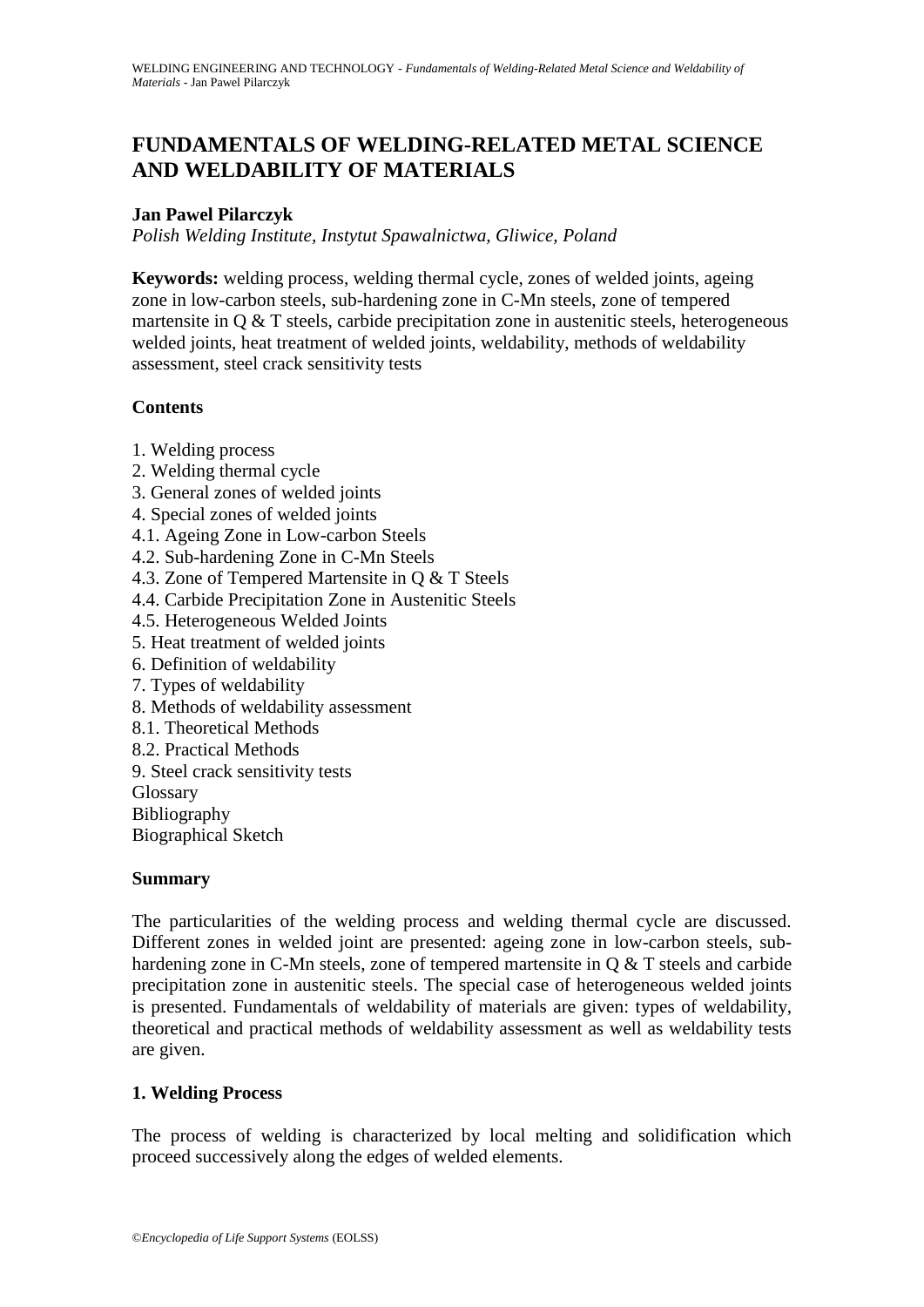# FUNDAMENTALS OF WELDING-RELATED METAL SCIENCE AND WELDABILITY OF MATERIALS

**Jan Pawel Pilarczyk**

*Polish Welding Institute, Instytut Spawalnictwa, Gliwice, Poland*

**Keywords:** welding process, welding thermal cycle, zones of welded joints, ageing zone in low-carbon steels, sub-hardening zone in C-Mn steels, zone of tempered martensite in Q & T steels, carbide precipitation zone in austenitic steels, heterogeneous welded joints, heat treatment of welded joints, weldability, methods of weldability assessment, steel crack sensitivity tests

**Contents**

1. Welding process
2. Welding thermal cycle
3. General zones of welded joints
4. Special zones of welded joints
4.1. Ageing Zone in Low-carbon Steels
4.2. Sub-hardening Zone in C-Mn Steels
4.3. Zone of Tempered Martensite in Q & T Steels
4.4. Carbide Precipitation Zone in Austenitic Steels
4.5. Heterogeneous Welded Joints
5. Heat treatment of welded joints
6. Definition of weldability
7. Types of weldability
8. Methods of weldability assessment
8.1. Theoretical Methods
8.2. Practical Methods
9. Steel crack sensitivity tests

Glossary
Bibliography
Biographical Sketch

**Summary**

The particularities of the welding process and welding thermal cycle are discussed. Different zones in welded joint are presented: ageing zone in low-carbon steels, sub-hardening zone in C-Mn steels, zone of tempered martensite in Q & T steels and carbide precipitation zone in austenitic steels. The special case of heterogeneous welded joints is presented. Fundamentals of weldability of materials are given: types of weldability, theoretical and practical methods of weldability assessment as well as weldability tests are given.

## 1. Welding Process

The process of welding is characterized by local melting and solidification which proceed successively along the edges of welded elements.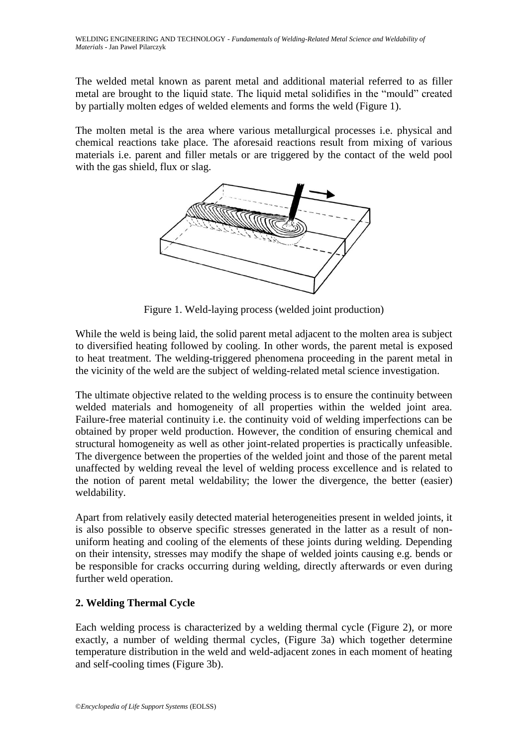The welded metal known as parent metal and additional material referred to as filler metal are brought to the liquid state. The liquid metal solidifies in the "mould" created by partially molten edges of welded elements and forms the weld (Figure 1).

The molten metal is the area where various metallurgical processes i.e. physical and chemical reactions take place. The aforesaid reactions result from mixing of various materials i.e. parent and filler metals or are triggered by the contact of the weld pool with the gas shield, flux or slag.

Figure 1. Weld-laying process (welded joint production)

While the weld is being laid, the solid parent metal adjacent to the molten area is subject to diversified heating followed by cooling. In other words, the parent metal is exposed to heat treatment. The welding-triggered phenomena proceeding in the parent metal in the vicinity of the weld are the subject of welding-related metal science investigation.

The ultimate objective related to the welding process is to ensure the continuity between welded materials and homogeneity of all properties within the welded joint area. Failure-free material continuity i.e. the continuity void of welding imperfections can be obtained by proper weld production. However, the condition of ensuring chemical and structural homogeneity as well as other joint-related properties is practically unfeasible. The divergence between the properties of the welded joint and those of the parent metal unaffected by welding reveal the level of welding process excellence and is related to the notion of parent metal weldability; the lower the divergence, the better (easier) weldability.

Apart from relatively easily detected material heterogeneities present in welded joints, it is also possible to observe specific stresses generated in the latter as a result of non-uniform heating and cooling of the elements of these joints during welding. Depending on their intensity, stresses may modify the shape of welded joints causing e.g. bends or be responsible for cracks occurring during welding, directly afterwards or even during further weld operation.

## 2. Welding Thermal Cycle

Each welding process is characterized by a welding thermal cycle (Figure 2), or more exactly, a number of welding thermal cycles, (Figure 3a) which together determine temperature distribution in the weld and weld-adjacent zones in each moment of heating and self-cooling times (Figure 3b).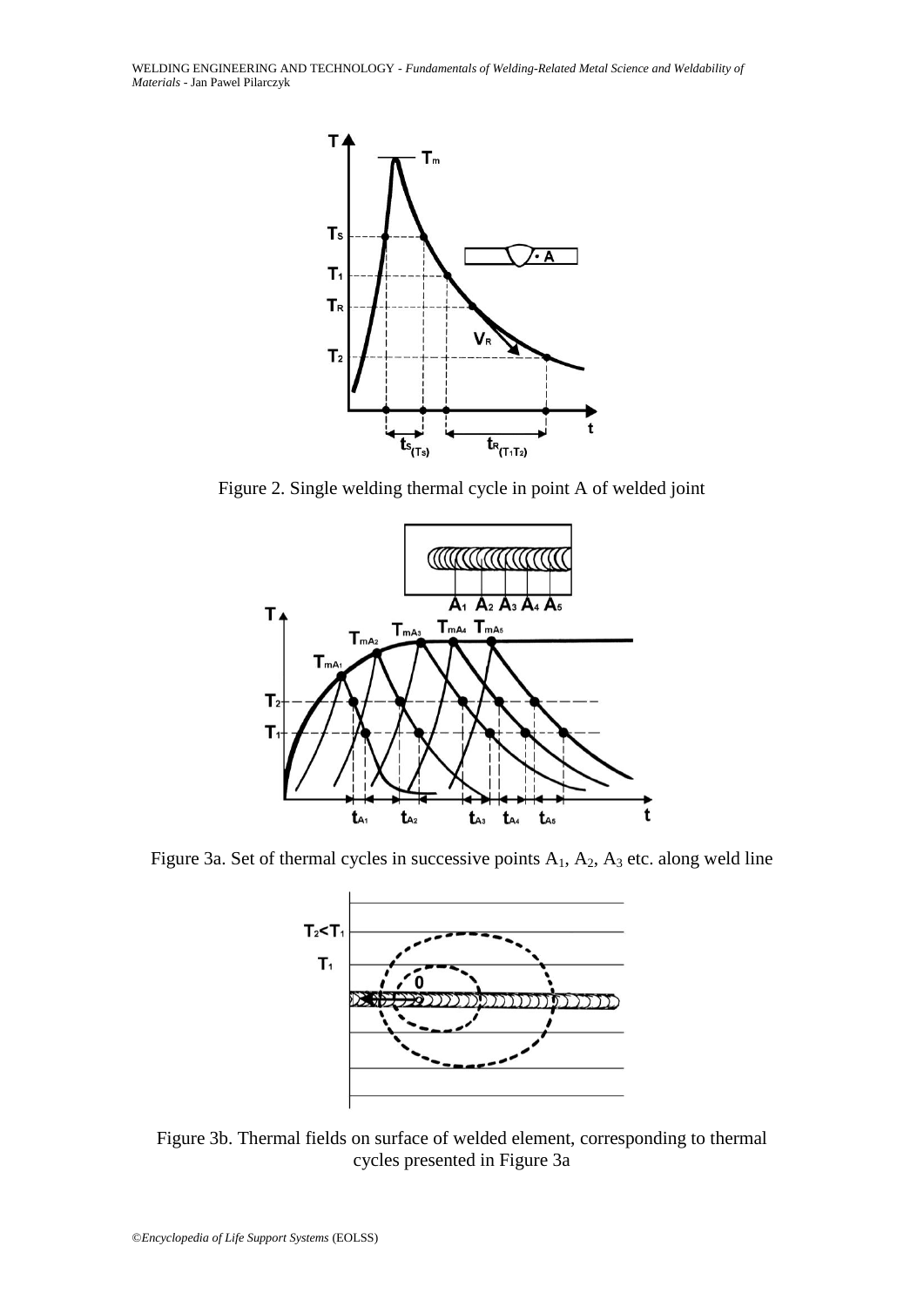Figure 2. Single welding thermal cycle in point A of welded joint

Figure 3a. Set of thermal cycles in successive points $A_1$, $A_2$, $A_3$ etc. along weld line

Figure 3b. Thermal fields on surface of welded element, corresponding to thermal cycles presented in Figure 3a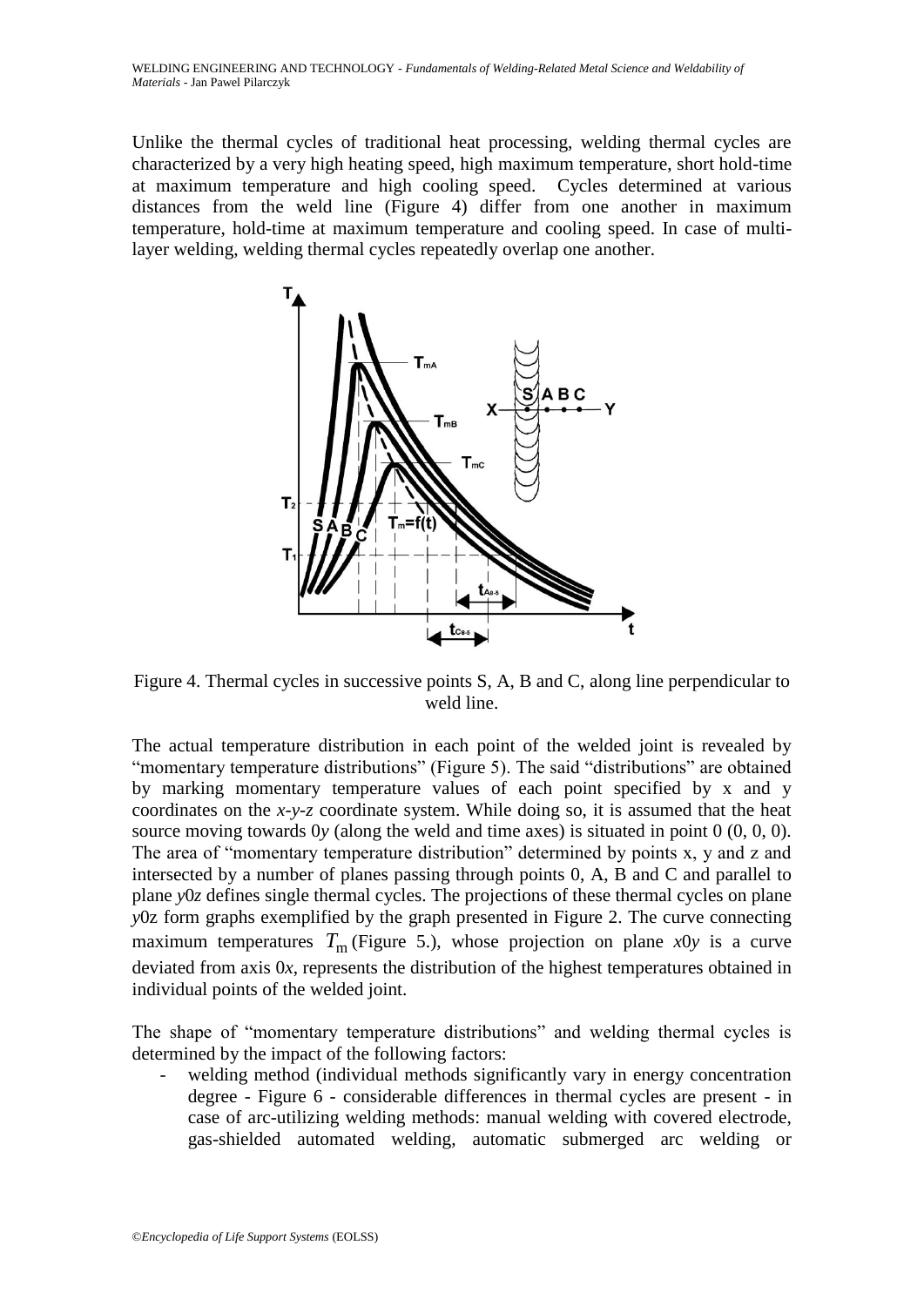Unlike the thermal cycles of traditional heat processing, welding thermal cycles are characterized by a very high heating speed, high maximum temperature, short hold-time at maximum temperature and high cooling speed. Cycles determined at various distances from the weld line (Figure 4) differ from one another in maximum temperature, hold-time at maximum temperature and cooling speed. In case of multi-layer welding, welding thermal cycles repeatedly overlap one another.

Figure 4. Thermal cycles in successive points S, A, B and C, along line perpendicular to weld line.

The actual temperature distribution in each point of the welded joint is revealed by "momentary temperature distributions" (Figure 5). The said "distributions" are obtained by marking momentary temperature values of each point specified by x and y coordinates on the *x-y-z* coordinate system. While doing so, it is assumed that the heat source moving towards 0*y* (along the weld and time axes) is situated in point 0 (0, 0, 0). The area of "momentary temperature distribution" determined by points x, y and z and intersected by a number of planes passing through points 0, A, B and C and parallel to plane *y*0*z* defines single thermal cycles. The projections of these thermal cycles on plane *y*0z form graphs exemplified by the graph presented in Figure 2. The curve connecting maximum temperatures $T_m$ (Figure 5.), whose projection on plane *x*0*y* is a curve deviated from axis 0*x*, represents the distribution of the highest temperatures obtained in individual points of the welded joint.

The shape of "momentary temperature distributions" and welding thermal cycles is determined by the impact of the following factors:

- welding method (individual methods significantly vary in energy concentration degree - Figure 6 - considerable differences in thermal cycles are present - in case of arc-utilizing welding methods: manual welding with covered electrode, gas-shielded automated welding, automatic submerged arc welding or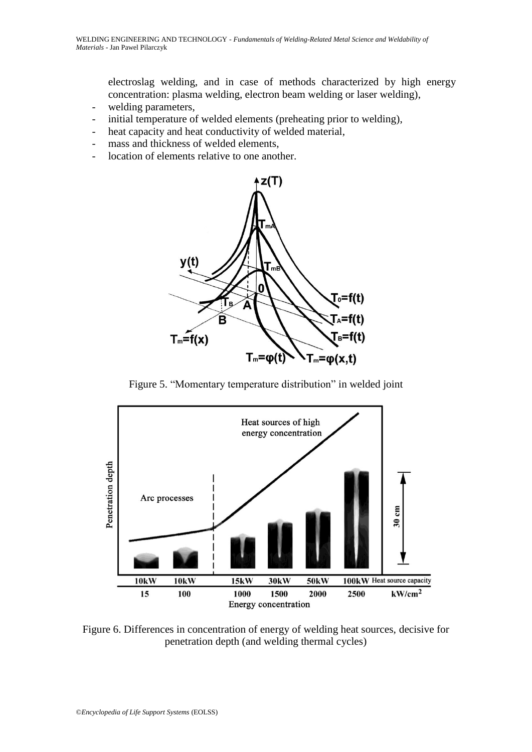electroslag welding, and in case of methods characterized by high energy concentration: plasma welding, electron beam welding or laser welding),

- welding parameters,
- initial temperature of welded elements (preheating prior to welding),
- heat capacity and heat conductivity of welded material,
- mass and thickness of welded elements,
- location of elements relative to one another.

Figure 5. “Momentary temperature distribution” in welded joint

Figure 6. Differences in concentration of energy of welding heat sources, decisive for penetration depth (and welding thermal cycles)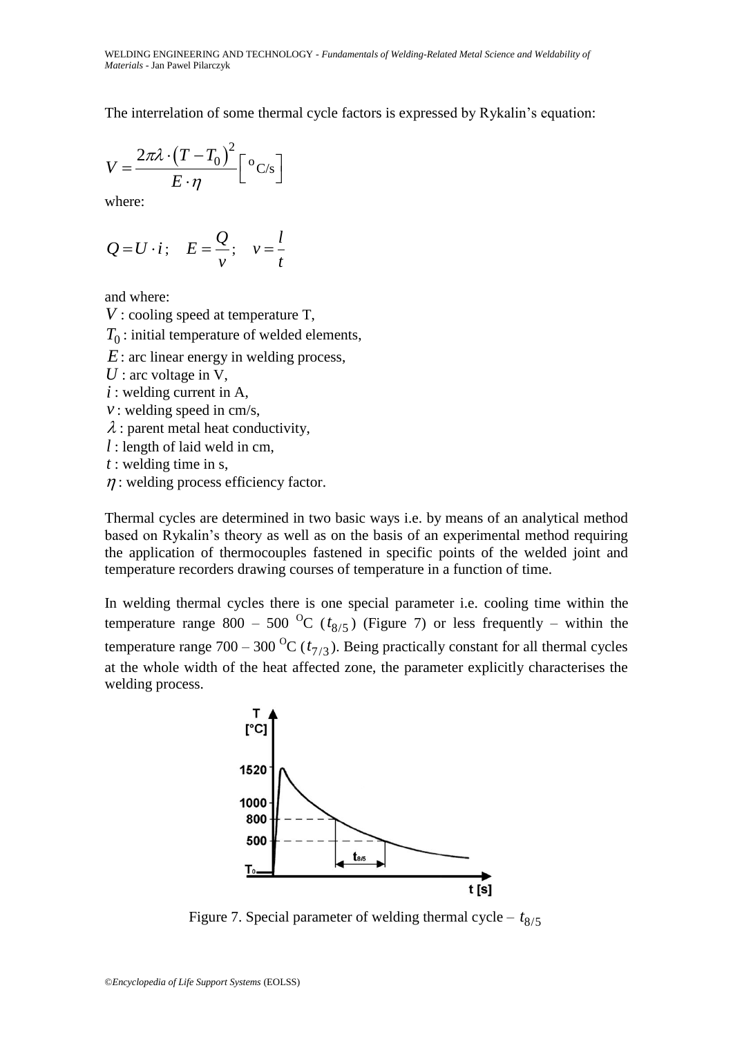The interrelation of some thermal cycle factors is expressed by Rykalin's equation:

$$V = \frac{2\pi\lambda \cdot (T - T_0)^2}{E \cdot \eta} \left[ {}^{\mathrm{o}}\mathrm{C/s} \right]$$

where:

$$Q = U \cdot i; \quad E = \frac{Q}{v}; \quad v = \frac{l}{t}$$

and where:

$V$ : cooling speed at temperature T,
$T_0$ : initial temperature of welded elements,
$E$ : arc linear energy in welding process,
$U$ : arc voltage in V,
$i$ : welding current in A,
$v$ : welding speed in cm/s,
$\lambda$ : parent metal heat conductivity,
$l$ : length of laid weld in cm,
$t$ : welding time in s,
$\eta$ : welding process efficiency factor.

Thermal cycles are determined in two basic ways i.e. by means of an analytical method based on Rykalin's theory as well as on the basis of an experimental method requiring the application of thermocouples fastened in specific points of the welded joint and temperature recorders drawing courses of temperature in a function of time.

In welding thermal cycles there is one special parameter i.e. cooling time within the temperature range 800 – 500 $^{\mathrm{O}}$C ($t_{8/5}$) (Figure 7) or less frequently – within the temperature range 700 – 300 $^{\mathrm{O}}$C ($t_{7/3}$). Being practically constant for all thermal cycles at the whole width of the heat affected zone, the parameter explicitly characterises the welding process.

Figure 7. Special parameter of welding thermal cycle – $t_{8/5}$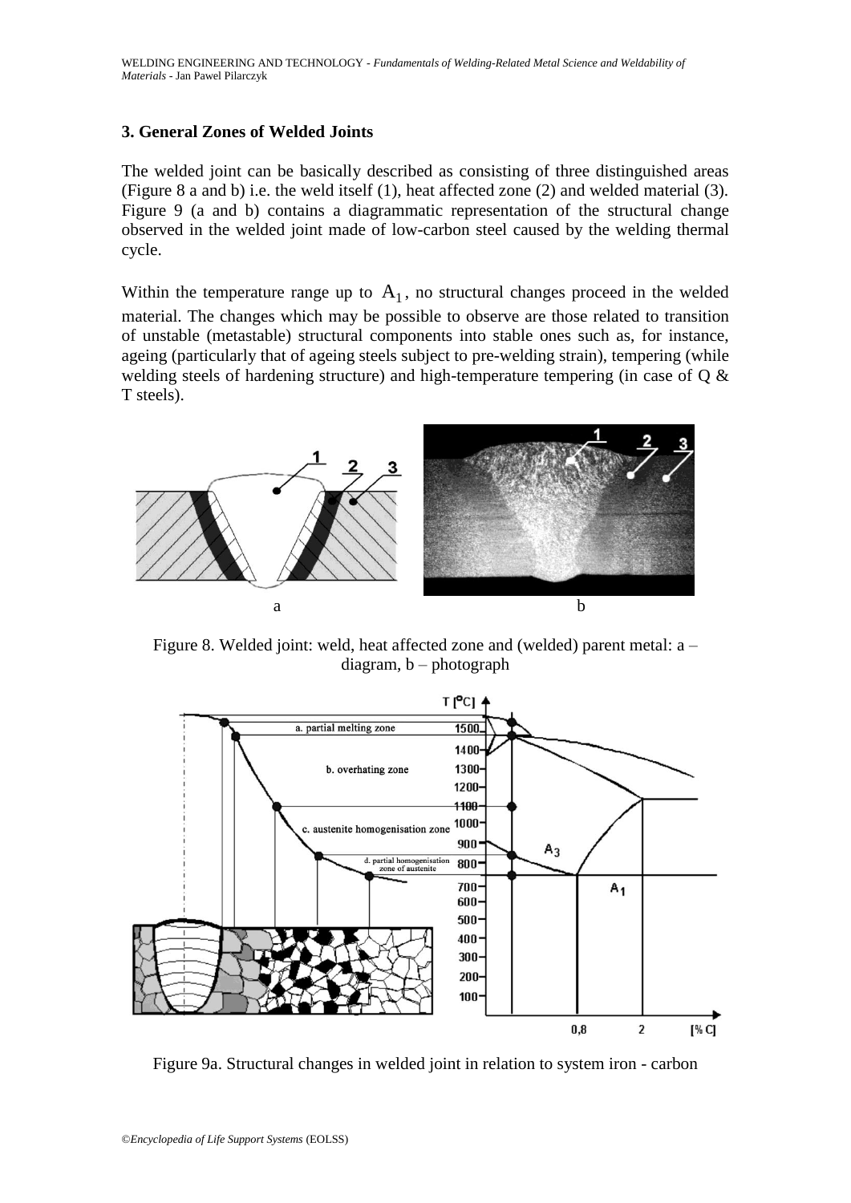### 3. General Zones of Welded Joints

The welded joint can be basically described as consisting of three distinguished areas (Figure 8 a and b) i.e. the weld itself (1), heat affected zone (2) and welded material (3). Figure 9 (a and b) contains a diagrammatic representation of the structural change observed in the welded joint made of low-carbon steel caused by the welding thermal cycle.

Within the temperature range up to $A_1$, no structural changes proceed in the welded material. The changes which may be possible to observe are those related to transition of unstable (metastable) structural components into stable ones such as, for instance, ageing (particularly that of ageing steels subject to pre-welding strain), tempering (while welding steels of hardening structure) and high-temperature tempering (in case of Q & T steels).

Figure 8. Welded joint: weld, heat affected zone and (welded) parent metal: a – diagram, b – photograph

Figure 9a. Structural changes in welded joint in relation to system iron - carbon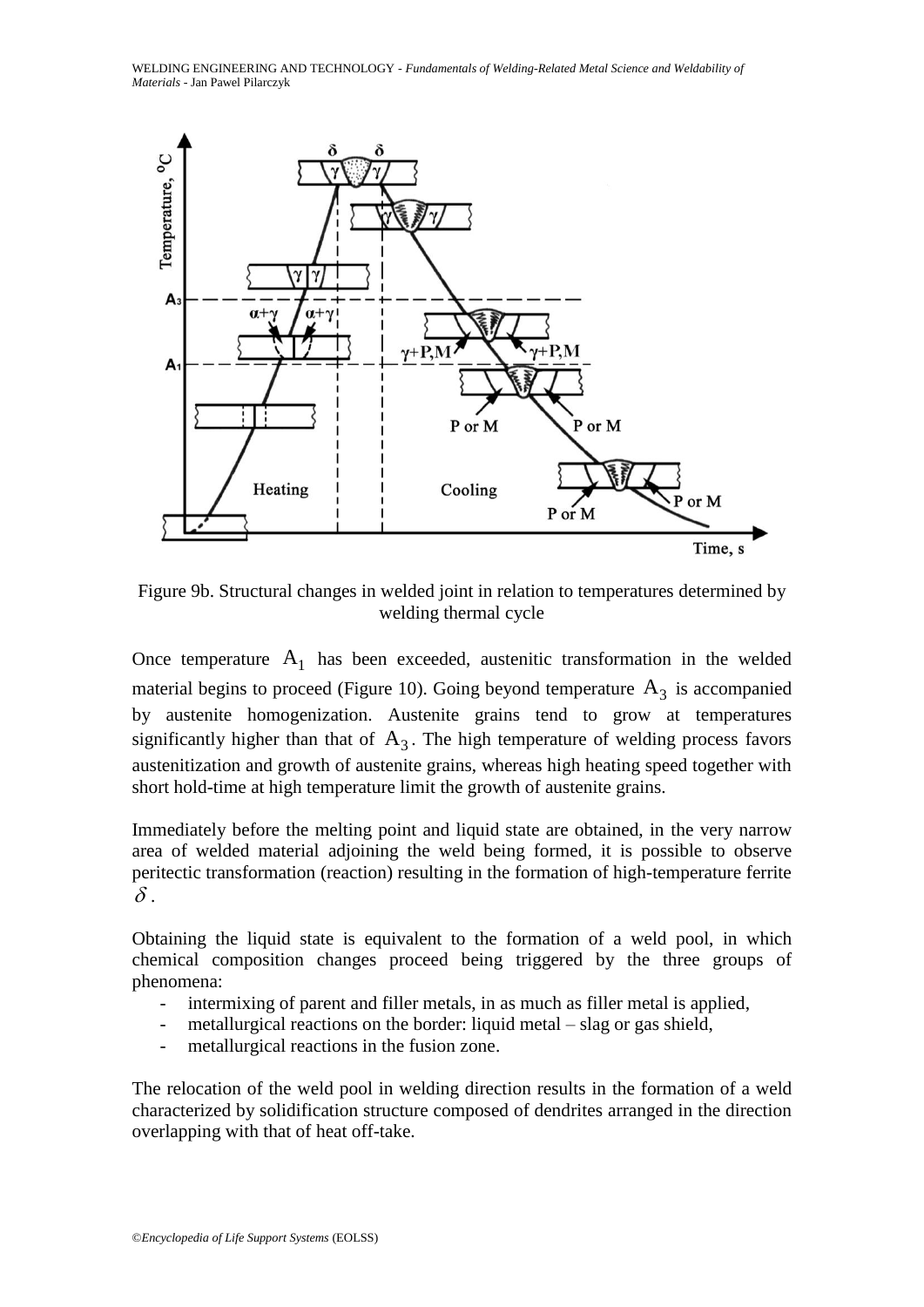Figure 9b. Structural changes in welded joint in relation to temperatures determined by welding thermal cycle

Once temperature $A_1$ has been exceeded, austenitic transformation in the welded material begins to proceed (Figure 10). Going beyond temperature $A_3$ is accompanied by austenite homogenization. Austenite grains tend to grow at temperatures significantly higher than that of $A_3$. The high temperature of welding process favors austenitization and growth of austenite grains, whereas high heating speed together with short hold-time at high temperature limit the growth of austenite grains.

Immediately before the melting point and liquid state are obtained, in the very narrow area of welded material adjoining the weld being formed, it is possible to observe peritectic transformation (reaction) resulting in the formation of high-temperature ferrite $\delta$.

Obtaining the liquid state is equivalent to the formation of a weld pool, in which chemical composition changes proceed being triggered by the three groups of phenomena:

- intermixing of parent and filler metals, in as much as filler metal is applied,
- metallurgical reactions on the border: liquid metal – slag or gas shield,
- metallurgical reactions in the fusion zone.

The relocation of the weld pool in welding direction results in the formation of a weld characterized by solidification structure composed of dendrites arranged in the direction overlapping with that of heat off-take.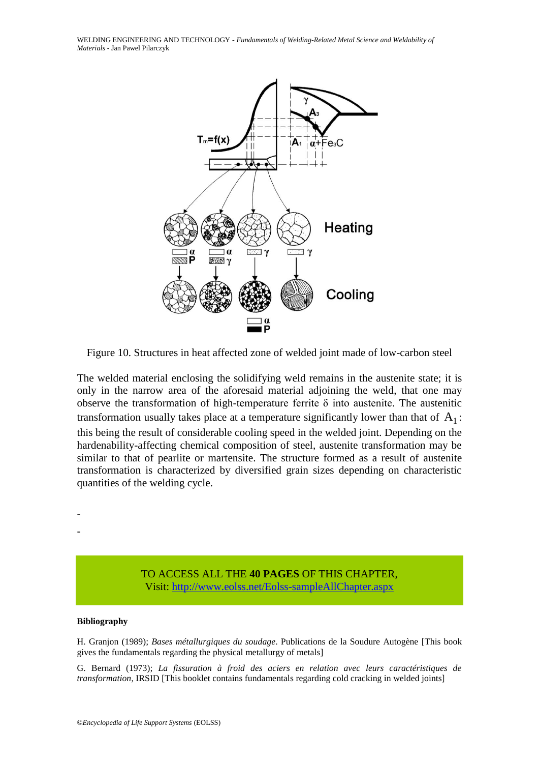Figure 10. Structures in heat affected zone of welded joint made of low-carbon steel

The welded material enclosing the solidifying weld remains in the austenite state; it is only in the narrow area of the aforesaid material adjoining the weld, that one may observe the transformation of high-temperature ferrite δ into austenite. The austenitic transformation usually takes place at a temperature significantly lower than that of $A_1$: this being the result of considerable cooling speed in the welded joint. Depending on the hardenability-affecting chemical composition of steel, austenite transformation may be similar to that of pearlite or martensite. The structure formed as a result of austenite transformation is characterized by diversified grain sizes depending on characteristic quantities of the welding cycle.

-

-

TO ACCESS ALL THE **40 PAGES** OF THIS CHAPTER,
Visit: [http://www.eolss.net/Eolss-sampleAllChapter.aspx](http://www.eolss.net/Eolss-sampleAllChapter.aspx)

**Bibliography**

H. Granjon (1989); *Bases métallurgiques du soudage*. Publications de la Soudure Autogène [This book gives the fundamentals regarding the physical metallurgy of metals]

G. Bernard (1973); *La fissuration à froid des aciers en relation avec leurs caractéristiques de transformation*, IRSID [This booklet contains fundamentals regarding cold cracking in welded joints]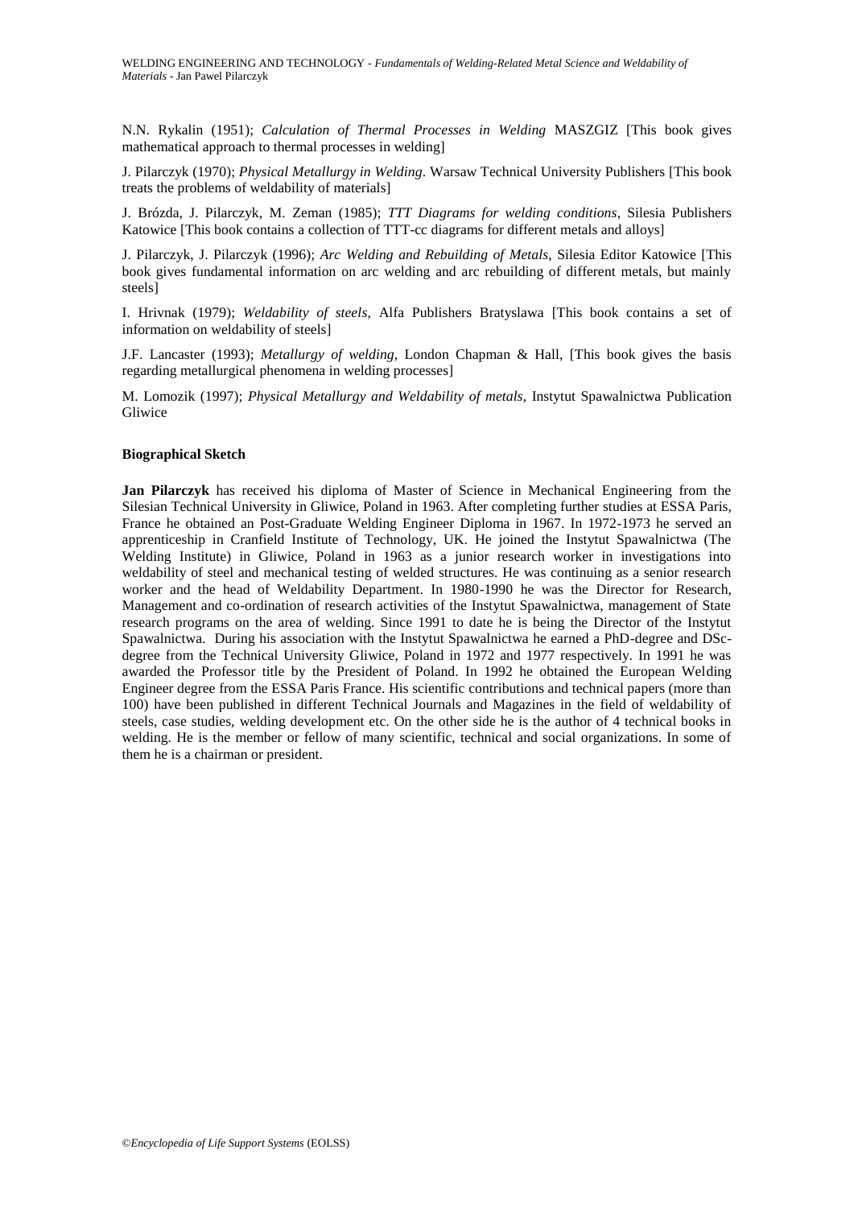N.N. Rykalin (1951); *Calculation of Thermal Processes in Welding* MASZGIZ [This book gives mathematical approach to thermal processes in welding]

J. Pilarczyk (1970); *Physical Metallurgy in Welding*. Warsaw Technical University Publishers [This book treats the problems of weldability of materials]

J. Brózda, J. Pilarczyk, M. Zeman (1985); *TTT Diagrams for welding conditions*, Silesia Publishers Katowice [This book contains a collection of TTT-cc diagrams for different metals and alloys]

J. Pilarczyk, J. Pilarczyk (1996); *Arc Welding and Rebuilding of Metals*, Silesia Editor Katowice [This book gives fundamental information on arc welding and arc rebuilding of different metals, but mainly steels]

I. Hrivnak (1979); *Weldability of steels*, Alfa Publishers Bratyslawa [This book contains a set of information on weldability of steels]

J.F. Lancaster (1993); *Metallurgy of welding*, London Chapman & Hall, [This book gives the basis regarding metallurgical phenomena in welding processes]

M. Lomozik (1997); *Physical Metallurgy and Weldability of metals*, Instytut Spawalnictwa Publication Gliwice

### Biographical Sketch

**Jan Pilarczyk** has received his diploma of Master of Science in Mechanical Engineering from the Silesian Technical University in Gliwice, Poland in 1963. After completing further studies at ESSA Paris, France he obtained an Post-Graduate Welding Engineer Diploma in 1967. In 1972-1973 he served an apprenticeship in Cranfield Institute of Technology, UK. He joined the Instytut Spawalnictwa (The Welding Institute) in Gliwice, Poland in 1963 as a junior research worker in investigations into weldability of steel and mechanical testing of welded structures. He was continuing as a senior research worker and the head of Weldability Department. In 1980-1990 he was the Director for Research, Management and co-ordination of research activities of the Instytut Spawalnictwa, management of State research programs on the area of welding. Since 1991 to date he is being the Director of the Instytut Spawalnictwa. During his association with the Instytut Spawalnictwa he earned a PhD-degree and DSc-degree from the Technical University Gliwice, Poland in 1972 and 1977 respectively. In 1991 he was awarded the Professor title by the President of Poland. In 1992 he obtained the European Welding Engineer degree from the ESSA Paris France. His scientific contributions and technical papers (more than 100) have been published in different Technical Journals and Magazines in the field of weldability of steels, case studies, welding development etc. On the other side he is the author of 4 technical books in welding. He is the member or fellow of many scientific, technical and social organizations. In some of them he is a chairman or president.